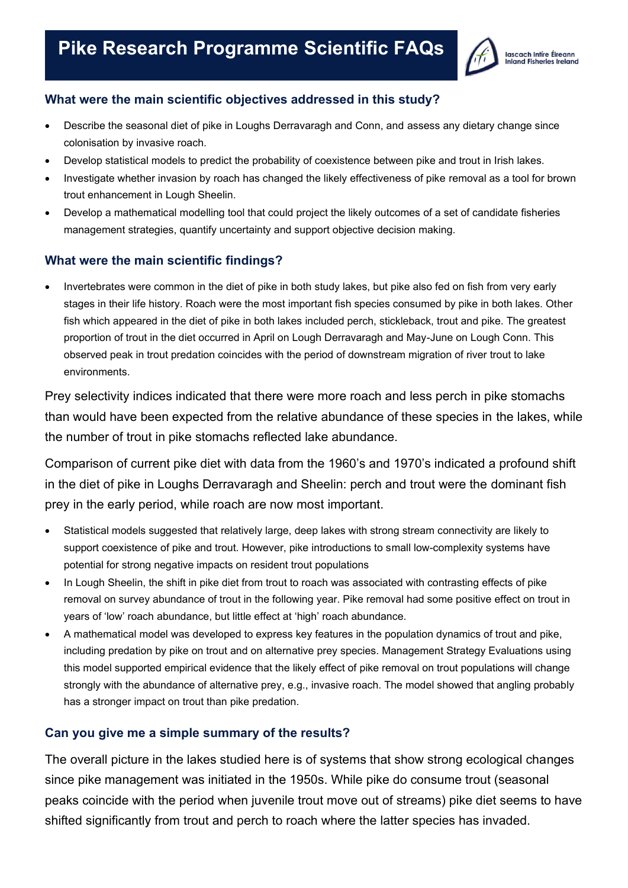# Pike Research Programme Scientific FAQs

Iascach Intíre Éireann
Inland Fisheries Ireland

### What were the main scientific objectives addressed in this study?

- Describe the seasonal diet of pike in Loughs Derravaragh and Conn, and assess any dietary change since colonisation by invasive roach.
- Develop statistical models to predict the probability of coexistence between pike and trout in Irish lakes.
- Investigate whether invasion by roach has changed the likely effectiveness of pike removal as a tool for brown trout enhancement in Lough Sheelin.
- Develop a mathematical modelling tool that could project the likely outcomes of a set of candidate fisheries management strategies, quantify uncertainty and support objective decision making.

### What were the main scientific findings?

- Invertebrates were common in the diet of pike in both study lakes, but pike also fed on fish from very early stages in their life history. Roach were the most important fish species consumed by pike in both lakes. Other fish which appeared in the diet of pike in both lakes included perch, stickleback, trout and pike. The greatest proportion of trout in the diet occurred in April on Lough Derravaragh and May-June on Lough Conn. This observed peak in trout predation coincides with the period of downstream migration of river trout to lake environments.

Prey selectivity indices indicated that there were more roach and less perch in pike stomachs than would have been expected from the relative abundance of these species in the lakes, while the number of trout in pike stomachs reflected lake abundance.

Comparison of current pike diet with data from the 1960's and 1970's indicated a profound shift in the diet of pike in Loughs Derravaragh and Sheelin: perch and trout were the dominant fish prey in the early period, while roach are now most important.

- Statistical models suggested that relatively large, deep lakes with strong stream connectivity are likely to support coexistence of pike and trout. However, pike introductions to small low-complexity systems have potential for strong negative impacts on resident trout populations
- In Lough Sheelin, the shift in pike diet from trout to roach was associated with contrasting effects of pike removal on survey abundance of trout in the following year. Pike removal had some positive effect on trout in years of 'low' roach abundance, but little effect at 'high' roach abundance.
- A mathematical model was developed to express key features in the population dynamics of trout and pike, including predation by pike on trout and on alternative prey species. Management Strategy Evaluations using this model supported empirical evidence that the likely effect of pike removal on trout populations will change strongly with the abundance of alternative prey, e.g., invasive roach. The model showed that angling probably has a stronger impact on trout than pike predation.

### Can you give me a simple summary of the results?

The overall picture in the lakes studied here is of systems that show strong ecological changes since pike management was initiated in the 1950s. While pike do consume trout (seasonal peaks coincide with the period when juvenile trout move out of streams) pike diet seems to have shifted significantly from trout and perch to roach where the latter species has invaded.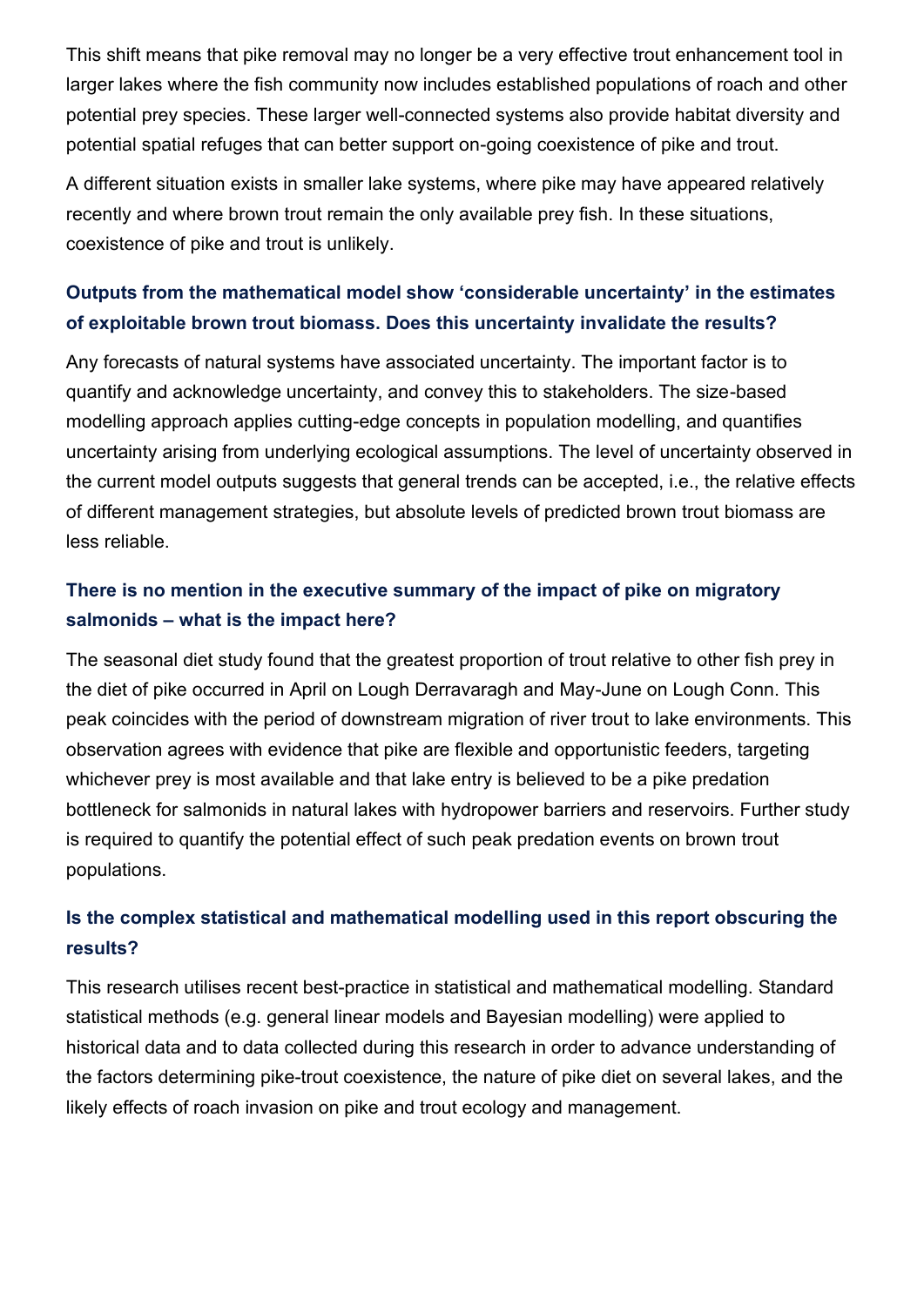This shift means that pike removal may no longer be a very effective trout enhancement tool in larger lakes where the fish community now includes established populations of roach and other potential prey species. These larger well-connected systems also provide habitat diversity and potential spatial refuges that can better support on-going coexistence of pike and trout.

A different situation exists in smaller lake systems, where pike may have appeared relatively recently and where brown trout remain the only available prey fish. In these situations, coexistence of pike and trout is unlikely.

### Outputs from the mathematical model show 'considerable uncertainty' in the estimates of exploitable brown trout biomass. Does this uncertainty invalidate the results?

Any forecasts of natural systems have associated uncertainty. The important factor is to quantify and acknowledge uncertainty, and convey this to stakeholders. The size-based modelling approach applies cutting-edge concepts in population modelling, and quantifies uncertainty arising from underlying ecological assumptions. The level of uncertainty observed in the current model outputs suggests that general trends can be accepted, i.e., the relative effects of different management strategies, but absolute levels of predicted brown trout biomass are less reliable.

### There is no mention in the executive summary of the impact of pike on migratory salmonids – what is the impact here?

The seasonal diet study found that the greatest proportion of trout relative to other fish prey in the diet of pike occurred in April on Lough Derravaragh and May-June on Lough Conn. This peak coincides with the period of downstream migration of river trout to lake environments. This observation agrees with evidence that pike are flexible and opportunistic feeders, targeting whichever prey is most available and that lake entry is believed to be a pike predation bottleneck for salmonids in natural lakes with hydropower barriers and reservoirs. Further study is required to quantify the potential effect of such peak predation events on brown trout populations.

### Is the complex statistical and mathematical modelling used in this report obscuring the results?

This research utilises recent best-practice in statistical and mathematical modelling. Standard statistical methods (e.g. general linear models and Bayesian modelling) were applied to historical data and to data collected during this research in order to advance understanding of the factors determining pike-trout coexistence, the nature of pike diet on several lakes, and the likely effects of roach invasion on pike and trout ecology and management.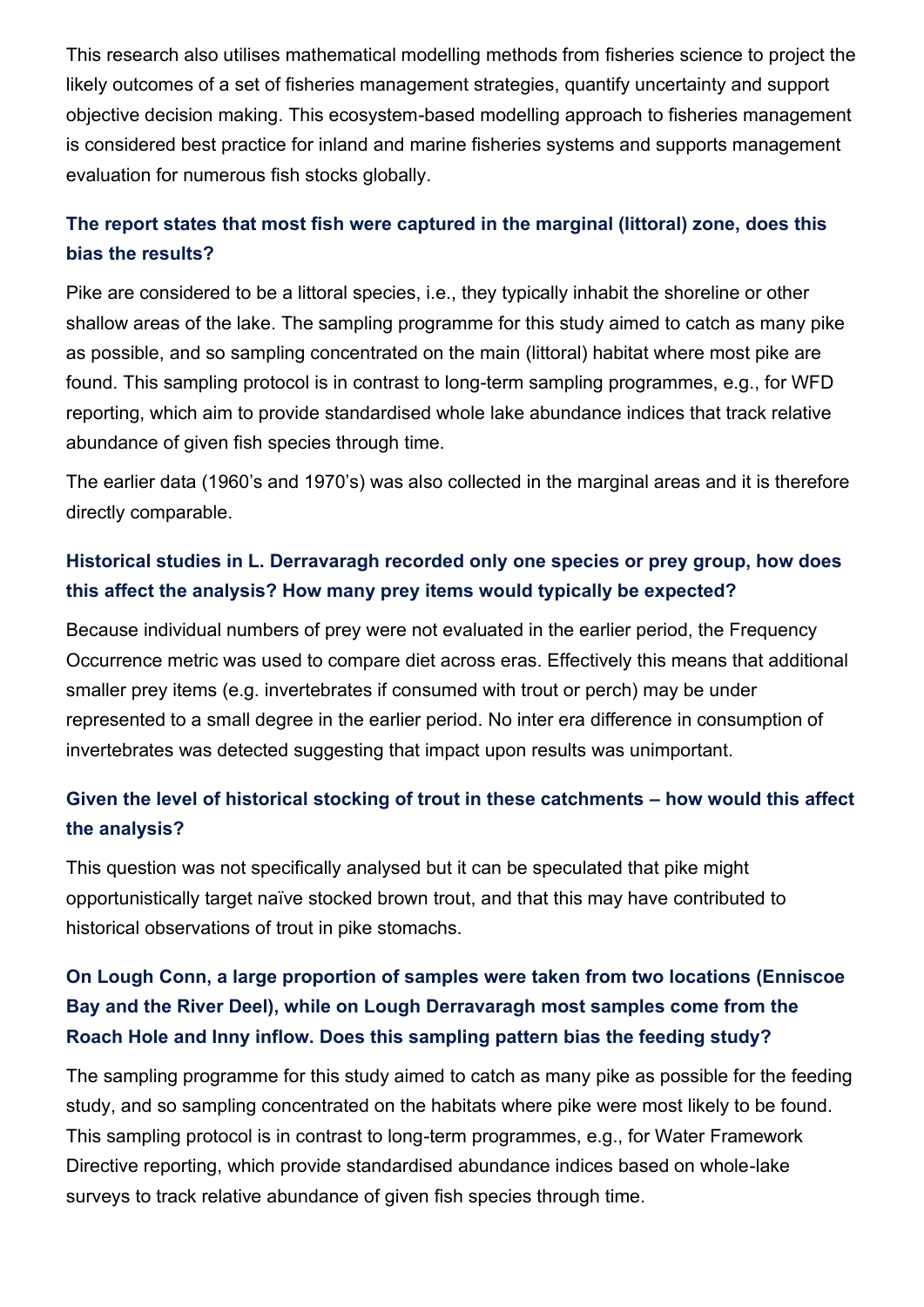This research also utilises mathematical modelling methods from fisheries science to project the likely outcomes of a set of fisheries management strategies, quantify uncertainty and support objective decision making. This ecosystem-based modelling approach to fisheries management is considered best practice for inland and marine fisheries systems and supports management evaluation for numerous fish stocks globally.

### The report states that most fish were captured in the marginal (littoral) zone, does this bias the results?

Pike are considered to be a littoral species, i.e., they typically inhabit the shoreline or other shallow areas of the lake. The sampling programme for this study aimed to catch as many pike as possible, and so sampling concentrated on the main (littoral) habitat where most pike are found. This sampling protocol is in contrast to long-term sampling programmes, e.g., for WFD reporting, which aim to provide standardised whole lake abundance indices that track relative abundance of given fish species through time.

The earlier data (1960's and 1970's) was also collected in the marginal areas and it is therefore directly comparable.

### Historical studies in L. Derravaragh recorded only one species or prey group, how does this affect the analysis? How many prey items would typically be expected?

Because individual numbers of prey were not evaluated in the earlier period, the Frequency Occurrence metric was used to compare diet across eras. Effectively this means that additional smaller prey items (e.g. invertebrates if consumed with trout or perch) may be under represented to a small degree in the earlier period. No inter era difference in consumption of invertebrates was detected suggesting that impact upon results was unimportant.

### Given the level of historical stocking of trout in these catchments – how would this affect the analysis?

This question was not specifically analysed but it can be speculated that pike might opportunistically target naïve stocked brown trout, and that this may have contributed to historical observations of trout in pike stomachs.

### On Lough Conn, a large proportion of samples were taken from two locations (Enniscoe Bay and the River Deel), while on Lough Derravaragh most samples come from the Roach Hole and Inny inflow. Does this sampling pattern bias the feeding study?

The sampling programme for this study aimed to catch as many pike as possible for the feeding study, and so sampling concentrated on the habitats where pike were most likely to be found. This sampling protocol is in contrast to long-term programmes, e.g., for Water Framework Directive reporting, which provide standardised abundance indices based on whole-lake surveys to track relative abundance of given fish species through time.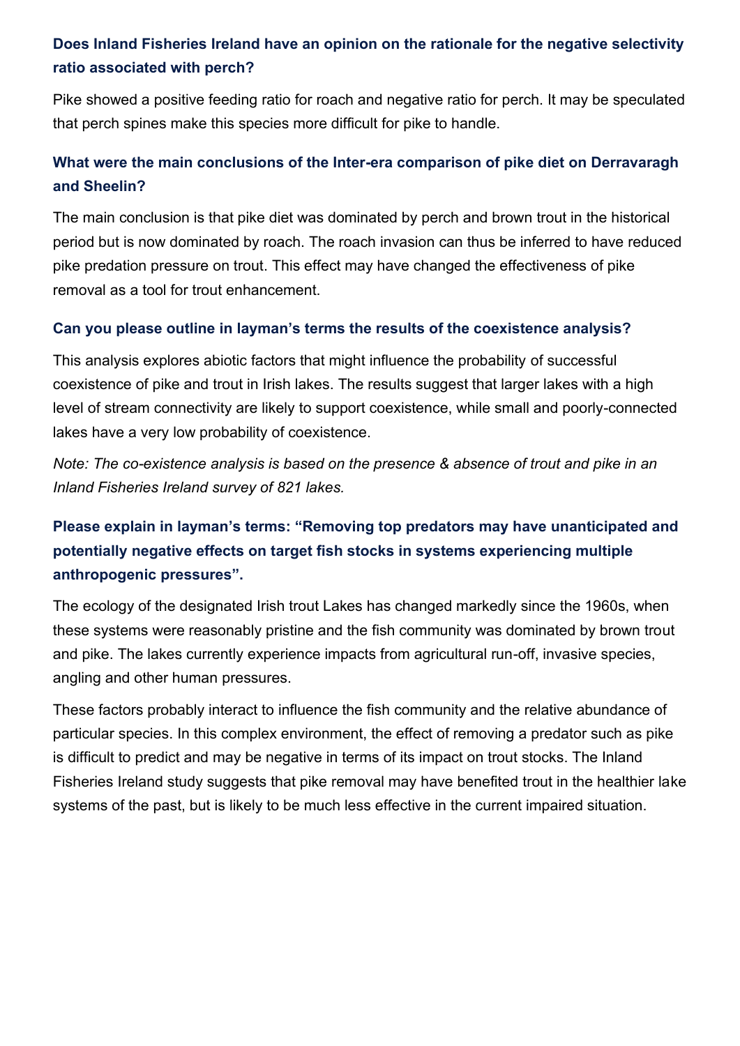### Does Inland Fisheries Ireland have an opinion on the rationale for the negative selectivity ratio associated with perch?

Pike showed a positive feeding ratio for roach and negative ratio for perch. It may be speculated that perch spines make this species more difficult for pike to handle.

### What were the main conclusions of the Inter-era comparison of pike diet on Derravaragh and Sheelin?

The main conclusion is that pike diet was dominated by perch and brown trout in the historical period but is now dominated by roach. The roach invasion can thus be inferred to have reduced pike predation pressure on trout. This effect may have changed the effectiveness of pike removal as a tool for trout enhancement.

### Can you please outline in layman's terms the results of the coexistence analysis?

This analysis explores abiotic factors that might influence the probability of successful coexistence of pike and trout in Irish lakes. The results suggest that larger lakes with a high level of stream connectivity are likely to support coexistence, while small and poorly-connected lakes have a very low probability of coexistence.

*Note: The co-existence analysis is based on the presence & absence of trout and pike in an Inland Fisheries Ireland survey of 821 lakes.*

### Please explain in layman's terms: "Removing top predators may have unanticipated and potentially negative effects on target fish stocks in systems experiencing multiple anthropogenic pressures".

The ecology of the designated Irish trout Lakes has changed markedly since the 1960s, when these systems were reasonably pristine and the fish community was dominated by brown trout and pike. The lakes currently experience impacts from agricultural run-off, invasive species, angling and other human pressures.

These factors probably interact to influence the fish community and the relative abundance of particular species. In this complex environment, the effect of removing a predator such as pike is difficult to predict and may be negative in terms of its impact on trout stocks. The Inland Fisheries Ireland study suggests that pike removal may have benefited trout in the healthier lake systems of the past, but is likely to be much less effective in the current impaired situation.